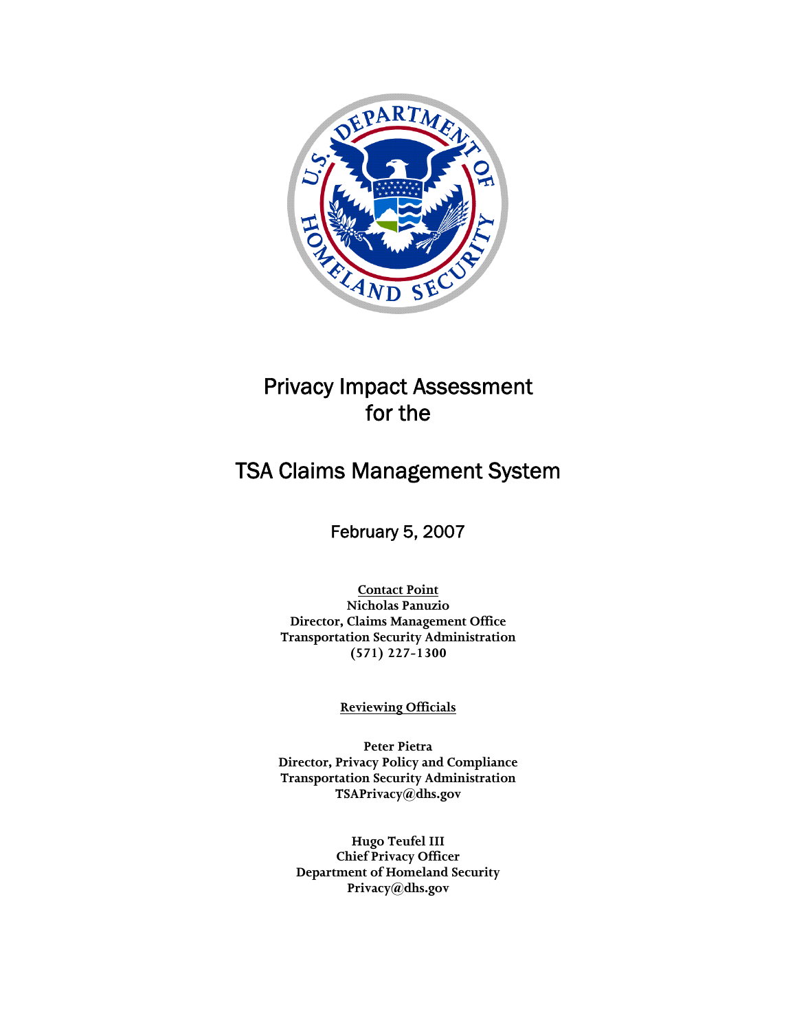# Privacy Impact Assessment for the

# TSA Claims Management System

February 5, 2007

**Contact Point**
**Nicholas Panuzio**
**Director, Claims Management Office**
**Transportation Security Administration**
**(571) 227-1300**

**Reviewing Officials**

**Peter Pietra**
**Director, Privacy Policy and Compliance**
**Transportation Security Administration**
**TSAPrivacy@dhs.gov**

**Hugo Teufel III**
**Chief Privacy Officer**
**Department of Homeland Security**
**Privacy@dhs.gov**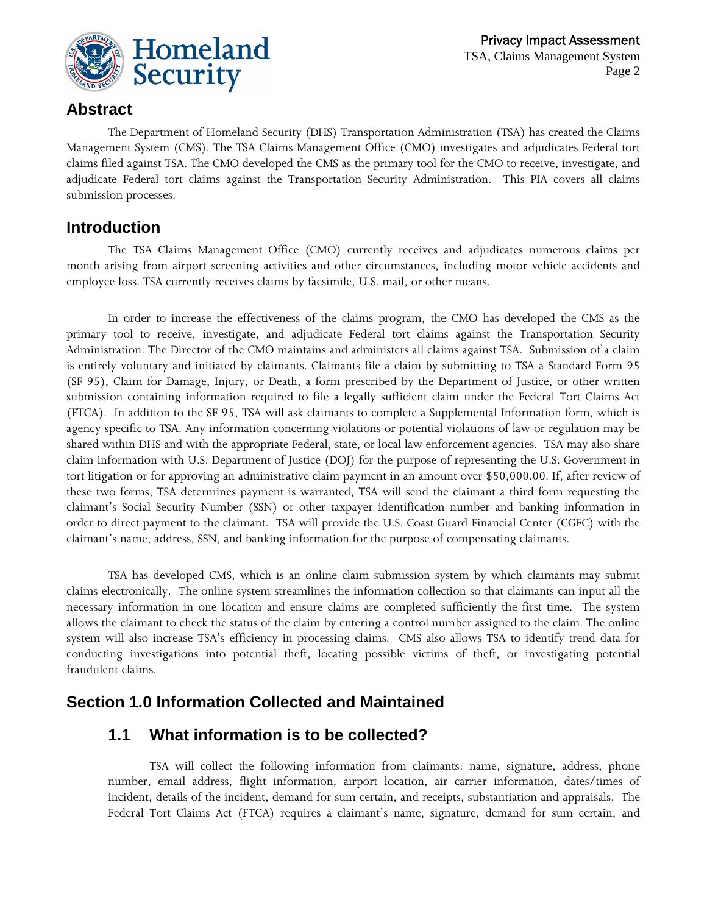## Abstract

The Department of Homeland Security (DHS) Transportation Administration (TSA) has created the Claims Management System (CMS). The TSA Claims Management Office (CMO) investigates and adjudicates Federal tort claims filed against TSA. The CMO developed the CMS as the primary tool for the CMO to receive, investigate, and adjudicate Federal tort claims against the Transportation Security Administration. This PIA covers all claims submission processes.

## Introduction

The TSA Claims Management Office (CMO) currently receives and adjudicates numerous claims per month arising from airport screening activities and other circumstances, including motor vehicle accidents and employee loss. TSA currently receives claims by facsimile, U.S. mail, or other means.

In order to increase the effectiveness of the claims program, the CMO has developed the CMS as the primary tool to receive, investigate, and adjudicate Federal tort claims against the Transportation Security Administration. The Director of the CMO maintains and administers all claims against TSA. Submission of a claim is entirely voluntary and initiated by claimants. Claimants file a claim by submitting to TSA a Standard Form 95 (SF 95), Claim for Damage, Injury, or Death, a form prescribed by the Department of Justice, or other written submission containing information required to file a legally sufficient claim under the Federal Tort Claims Act (FTCA). In addition to the SF 95, TSA will ask claimants to complete a Supplemental Information form, which is agency specific to TSA. Any information concerning violations or potential violations of law or regulation may be shared within DHS and with the appropriate Federal, state, or local law enforcement agencies. TSA may also share claim information with U.S. Department of Justice (DOJ) for the purpose of representing the U.S. Government in tort litigation or for approving an administrative claim payment in an amount over $50,000.00. If, after review of these two forms, TSA determines payment is warranted, TSA will send the claimant a third form requesting the claimant's Social Security Number (SSN) or other taxpayer identification number and banking information in order to direct payment to the claimant. TSA will provide the U.S. Coast Guard Financial Center (CGFC) with the claimant's name, address, SSN, and banking information for the purpose of compensating claimants.

TSA has developed CMS, which is an online claim submission system by which claimants may submit claims electronically. The online system streamlines the information collection so that claimants can input all the necessary information in one location and ensure claims are completed sufficiently the first time. The system allows the claimant to check the status of the claim by entering a control number assigned to the claim. The online system will also increase TSA's efficiency in processing claims. CMS also allows TSA to identify trend data for conducting investigations into potential theft, locating possible victims of theft, or investigating potential fraudulent claims.

## Section 1.0 Information Collected and Maintained

### 1.1 What information is to be collected?

TSA will collect the following information from claimants: name, signature, address, phone number, email address, flight information, airport location, air carrier information, dates/times of incident, details of the incident, demand for sum certain, and receipts, substantiation and appraisals. The Federal Tort Claims Act (FTCA) requires a claimant's name, signature, demand for sum certain, and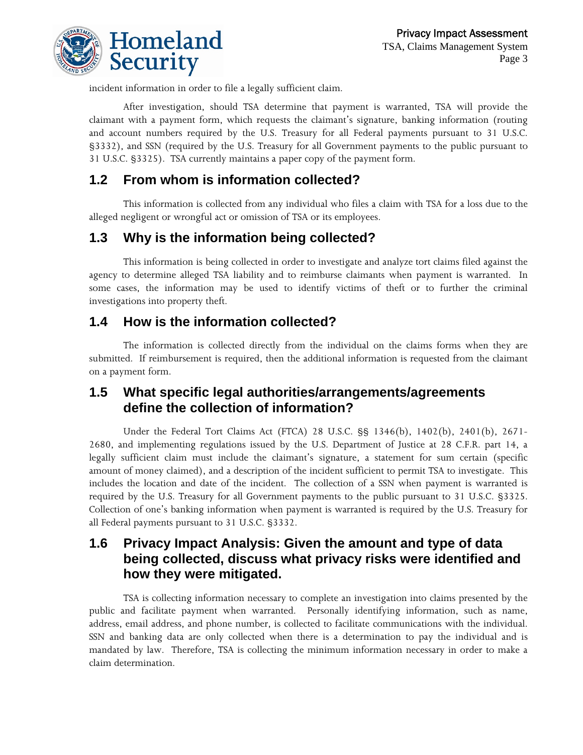incident information in order to file a legally sufficient claim.

After investigation, should TSA determine that payment is warranted, TSA will provide the claimant with a payment form, which requests the claimant's signature, banking information (routing and account numbers required by the U.S. Treasury for all Federal payments pursuant to 31 U.S.C. §3332), and SSN (required by the U.S. Treasury for all Government payments to the public pursuant to 31 U.S.C. §3325). TSA currently maintains a paper copy of the payment form.

## 1.2 From whom is information collected?

This information is collected from any individual who files a claim with TSA for a loss due to the alleged negligent or wrongful act or omission of TSA or its employees.

## 1.3 Why is the information being collected?

This information is being collected in order to investigate and analyze tort claims filed against the agency to determine alleged TSA liability and to reimburse claimants when payment is warranted. In some cases, the information may be used to identify victims of theft or to further the criminal investigations into property theft.

## 1.4 How is the information collected?

The information is collected directly from the individual on the claims forms when they are submitted. If reimbursement is required, then the additional information is requested from the claimant on a payment form.

## 1.5 What specific legal authorities/arrangements/agreements define the collection of information?

Under the Federal Tort Claims Act (FTCA) 28 U.S.C. §§ 1346(b), 1402(b), 2401(b), 2671-2680, and implementing regulations issued by the U.S. Department of Justice at 28 C.F.R. part 14, a legally sufficient claim must include the claimant's signature, a statement for sum certain (specific amount of money claimed), and a description of the incident sufficient to permit TSA to investigate. This includes the location and date of the incident. The collection of a SSN when payment is warranted is required by the U.S. Treasury for all Government payments to the public pursuant to 31 U.S.C. §3325. Collection of one's banking information when payment is warranted is required by the U.S. Treasury for all Federal payments pursuant to 31 U.S.C. §3332.

## 1.6 Privacy Impact Analysis: Given the amount and type of data being collected, discuss what privacy risks were identified and how they were mitigated.

TSA is collecting information necessary to complete an investigation into claims presented by the public and facilitate payment when warranted. Personally identifying information, such as name, address, email address, and phone number, is collected to facilitate communications with the individual. SSN and banking data are only collected when there is a determination to pay the individual and is mandated by law. Therefore, TSA is collecting the minimum information necessary in order to make a claim determination.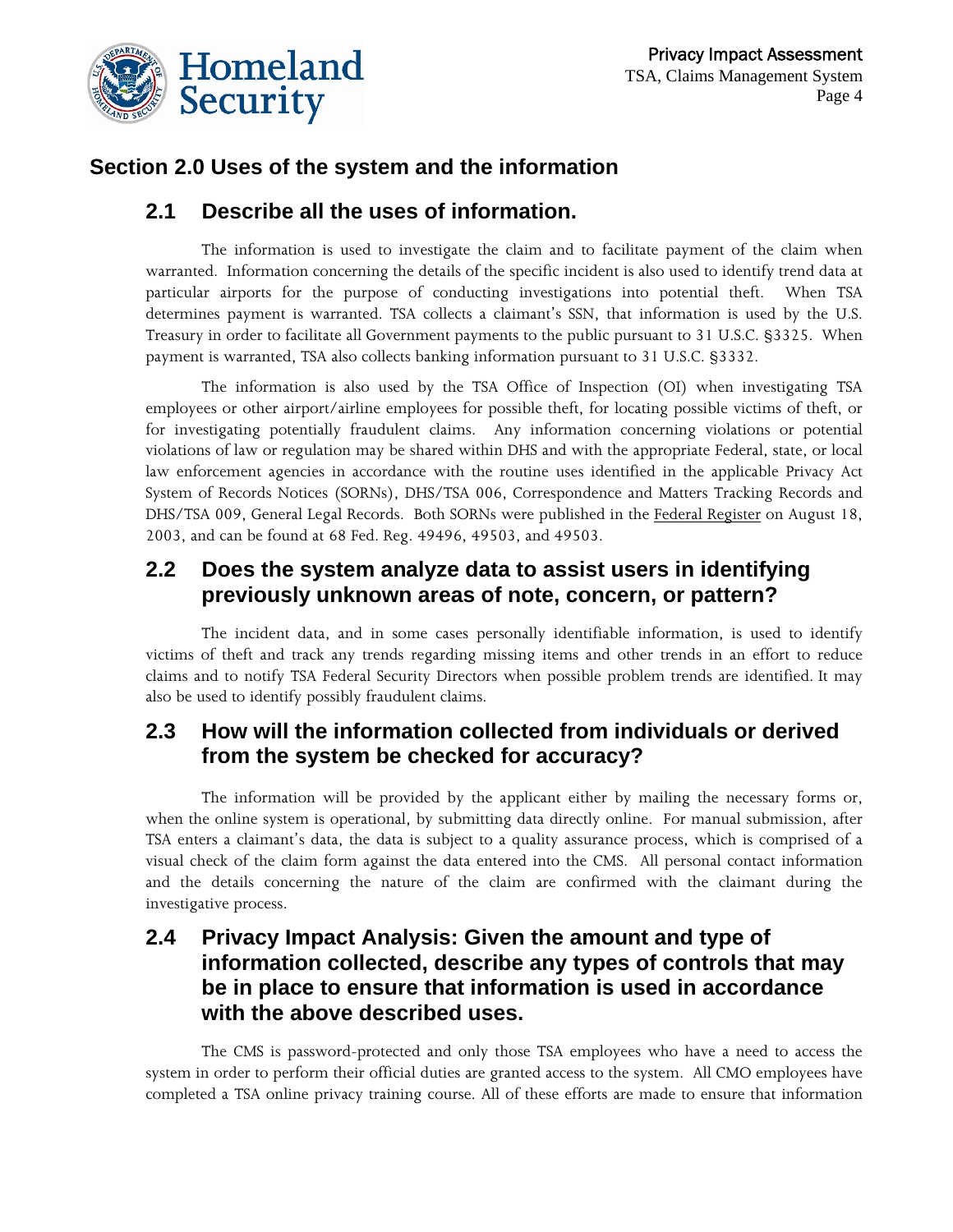## Section 2.0 Uses of the system and the information

### 2.1 Describe all the uses of information.

The information is used to investigate the claim and to facilitate payment of the claim when warranted. Information concerning the details of the specific incident is also used to identify trend data at particular airports for the purpose of conducting investigations into potential theft. When TSA determines payment is warranted. TSA collects a claimant's SSN, that information is used by the U.S. Treasury in order to facilitate all Government payments to the public pursuant to 31 U.S.C. §3325. When payment is warranted, TSA also collects banking information pursuant to 31 U.S.C. §3332.

The information is also used by the TSA Office of Inspection (OI) when investigating TSA employees or other airport/airline employees for possible theft, for locating possible victims of theft, or for investigating potentially fraudulent claims. Any information concerning violations or potential violations of law or regulation may be shared within DHS and with the appropriate Federal, state, or local law enforcement agencies in accordance with the routine uses identified in the applicable Privacy Act System of Records Notices (SORNs), DHS/TSA 006, Correspondence and Matters Tracking Records and DHS/TSA 009, General Legal Records. Both SORNs were published in the Federal Register on August 18, 2003, and can be found at 68 Fed. Reg. 49496, 49503, and 49503.

### 2.2 Does the system analyze data to assist users in identifying previously unknown areas of note, concern, or pattern?

The incident data, and in some cases personally identifiable information, is used to identify victims of theft and track any trends regarding missing items and other trends in an effort to reduce claims and to notify TSA Federal Security Directors when possible problem trends are identified. It may also be used to identify possibly fraudulent claims.

### 2.3 How will the information collected from individuals or derived from the system be checked for accuracy?

The information will be provided by the applicant either by mailing the necessary forms or, when the online system is operational, by submitting data directly online. For manual submission, after TSA enters a claimant's data, the data is subject to a quality assurance process, which is comprised of a visual check of the claim form against the data entered into the CMS. All personal contact information and the details concerning the nature of the claim are confirmed with the claimant during the investigative process.

### 2.4 Privacy Impact Analysis: Given the amount and type of information collected, describe any types of controls that may be in place to ensure that information is used in accordance with the above described uses.

The CMS is password-protected and only those TSA employees who have a need to access the system in order to perform their official duties are granted access to the system. All CMO employees have completed a TSA online privacy training course. All of these efforts are made to ensure that information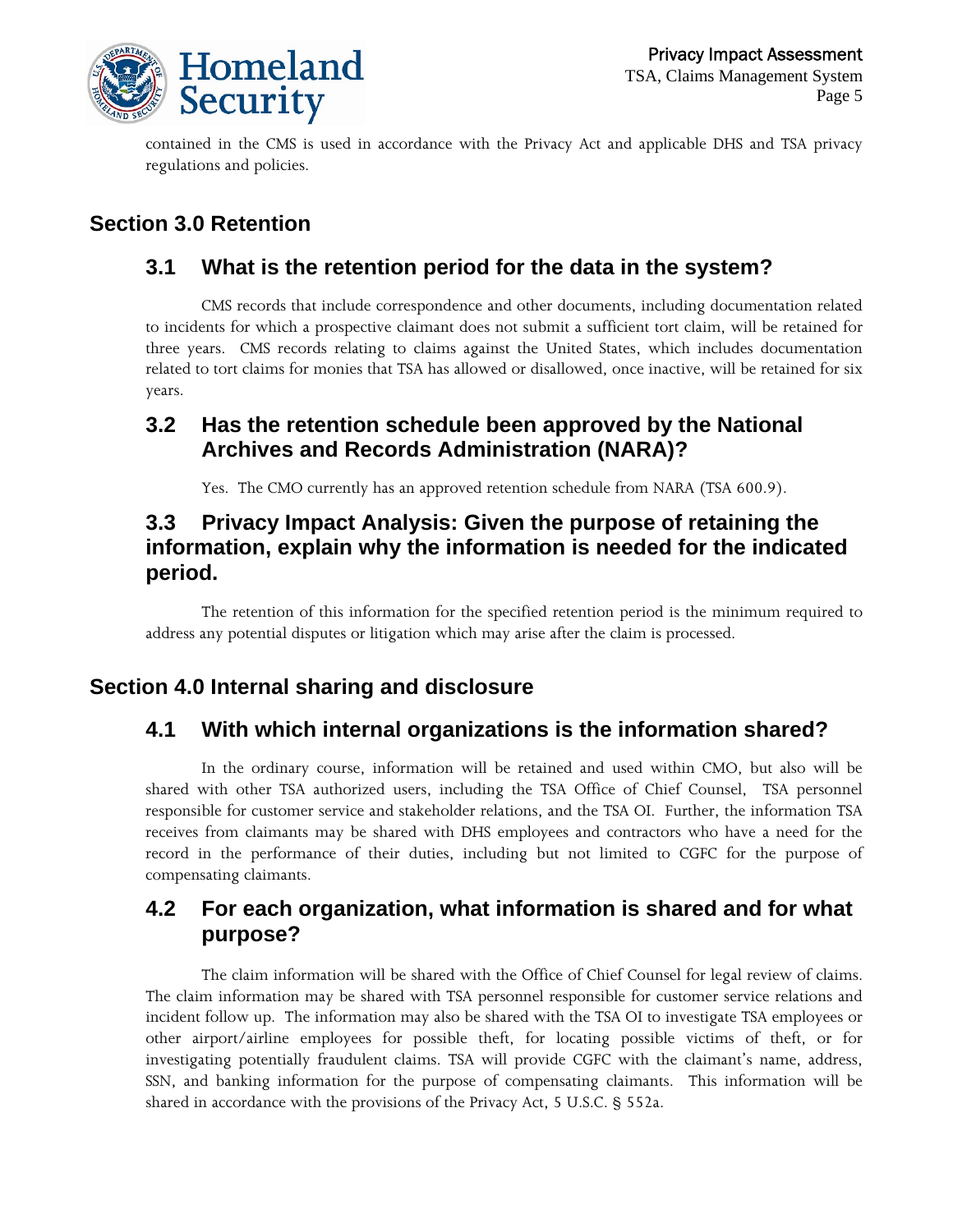contained in the CMS is used in accordance with the Privacy Act and applicable DHS and TSA privacy regulations and policies.

## Section 3.0 Retention

### 3.1 What is the retention period for the data in the system?

CMS records that include correspondence and other documents, including documentation related to incidents for which a prospective claimant does not submit a sufficient tort claim, will be retained for three years. CMS records relating to claims against the United States, which includes documentation related to tort claims for monies that TSA has allowed or disallowed, once inactive, will be retained for six years.

### 3.2 Has the retention schedule been approved by the National Archives and Records Administration (NARA)?

Yes. The CMO currently has an approved retention schedule from NARA (TSA 600.9).

### 3.3 Privacy Impact Analysis: Given the purpose of retaining the information, explain why the information is needed for the indicated period.

The retention of this information for the specified retention period is the minimum required to address any potential disputes or litigation which may arise after the claim is processed.

## Section 4.0 Internal sharing and disclosure

### 4.1 With which internal organizations is the information shared?

In the ordinary course, information will be retained and used within CMO, but also will be shared with other TSA authorized users, including the TSA Office of Chief Counsel, TSA personnel responsible for customer service and stakeholder relations, and the TSA OI. Further, the information TSA receives from claimants may be shared with DHS employees and contractors who have a need for the record in the performance of their duties, including but not limited to CGFC for the purpose of compensating claimants.

### 4.2 For each organization, what information is shared and for what purpose?

The claim information will be shared with the Office of Chief Counsel for legal review of claims. The claim information may be shared with TSA personnel responsible for customer service relations and incident follow up. The information may also be shared with the TSA OI to investigate TSA employees or other airport/airline employees for possible theft, for locating possible victims of theft, or for investigating potentially fraudulent claims. TSA will provide CGFC with the claimant's name, address, SSN, and banking information for the purpose of compensating claimants. This information will be shared in accordance with the provisions of the Privacy Act, 5 U.S.C. § 552a.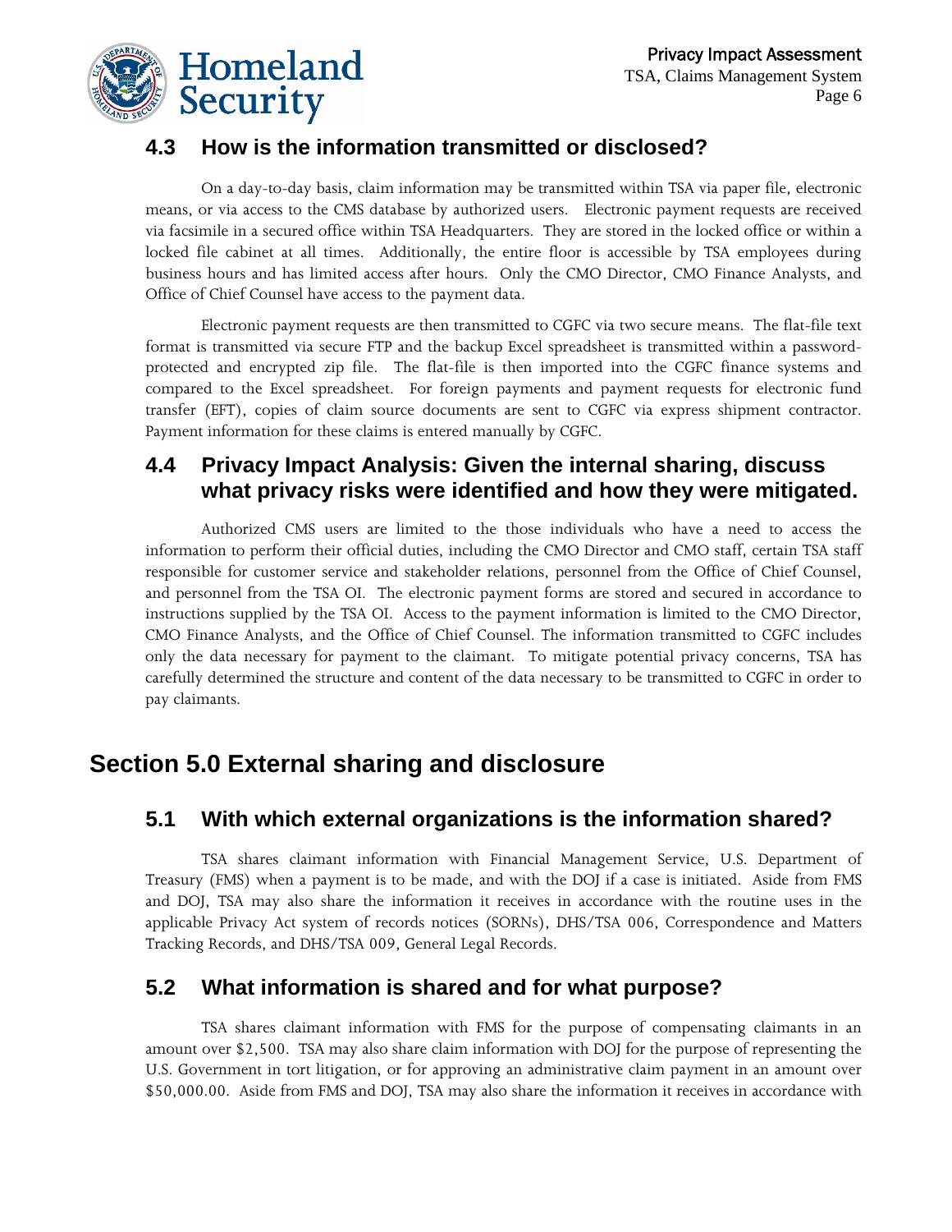### 4.3 How is the information transmitted or disclosed?

On a day-to-day basis, claim information may be transmitted within TSA via paper file, electronic means, or via access to the CMS database by authorized users. Electronic payment requests are received via facsimile in a secured office within TSA Headquarters. They are stored in the locked office or within a locked file cabinet at all times. Additionally, the entire floor is accessible by TSA employees during business hours and has limited access after hours. Only the CMO Director, CMO Finance Analysts, and Office of Chief Counsel have access to the payment data.

Electronic payment requests are then transmitted to CGFC via two secure means. The flat-file text format is transmitted via secure FTP and the backup Excel spreadsheet is transmitted within a password-protected and encrypted zip file. The flat-file is then imported into the CGFC finance systems and compared to the Excel spreadsheet. For foreign payments and payment requests for electronic fund transfer (EFT), copies of claim source documents are sent to CGFC via express shipment contractor. Payment information for these claims is entered manually by CGFC.

### 4.4 Privacy Impact Analysis: Given the internal sharing, discuss what privacy risks were identified and how they were mitigated.

Authorized CMS users are limited to the those individuals who have a need to access the information to perform their official duties, including the CMO Director and CMO staff, certain TSA staff responsible for customer service and stakeholder relations, personnel from the Office of Chief Counsel, and personnel from the TSA OI. The electronic payment forms are stored and secured in accordance to instructions supplied by the TSA OI. Access to the payment information is limited to the CMO Director, CMO Finance Analysts, and the Office of Chief Counsel. The information transmitted to CGFC includes only the data necessary for payment to the claimant. To mitigate potential privacy concerns, TSA has carefully determined the structure and content of the data necessary to be transmitted to CGFC in order to pay claimants.

## Section 5.0 External sharing and disclosure

### 5.1 With which external organizations is the information shared?

TSA shares claimant information with Financial Management Service, U.S. Department of Treasury (FMS) when a payment is to be made, and with the DOJ if a case is initiated. Aside from FMS and DOJ, TSA may also share the information it receives in accordance with the routine uses in the applicable Privacy Act system of records notices (SORNs), DHS/TSA 006, Correspondence and Matters Tracking Records, and DHS/TSA 009, General Legal Records.

### 5.2 What information is shared and for what purpose?

TSA shares claimant information with FMS for the purpose of compensating claimants in an amount over $2,500. TSA may also share claim information with DOJ for the purpose of representing the U.S. Government in tort litigation, or for approving an administrative claim payment in an amount over $50,000.00. Aside from FMS and DOJ, TSA may also share the information it receives in accordance with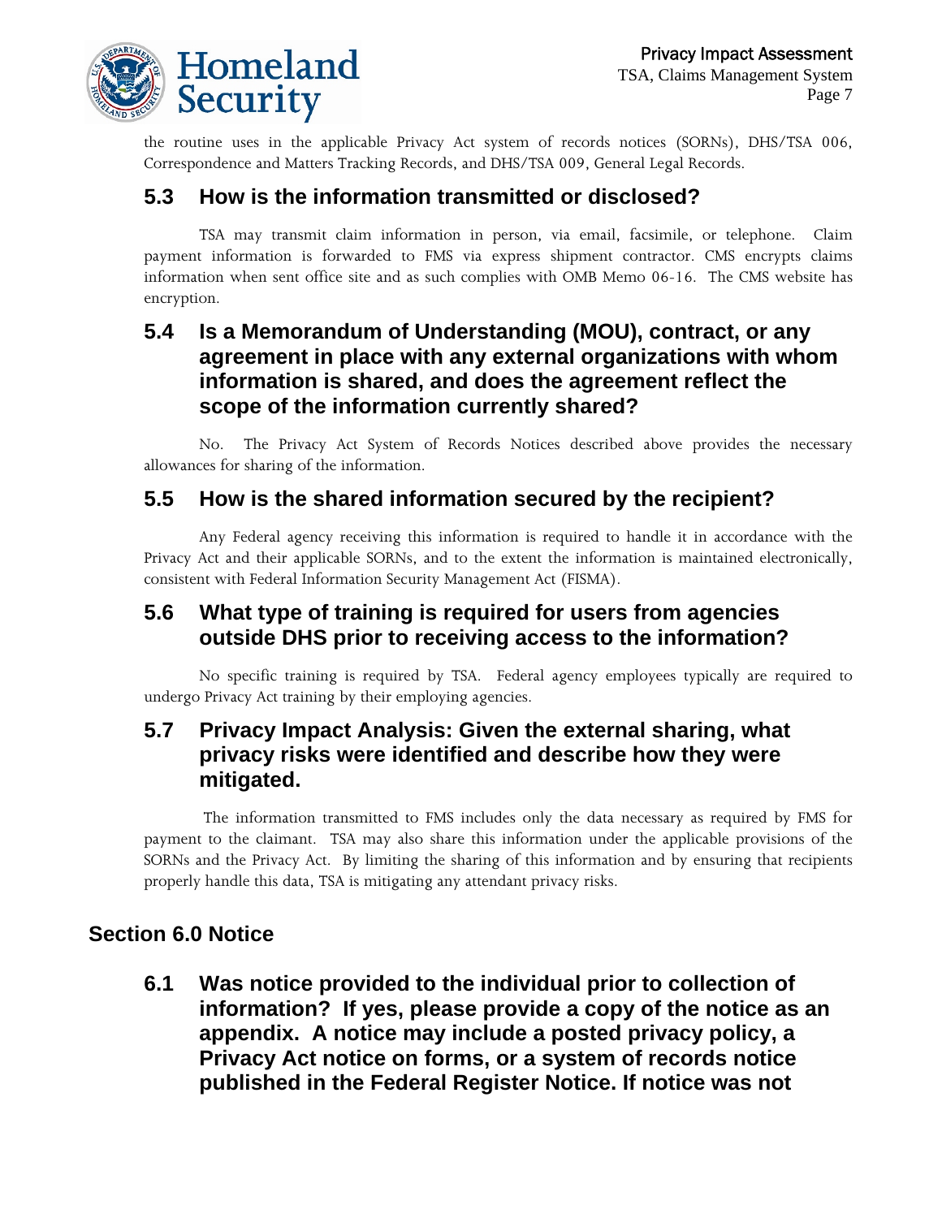the routine uses in the applicable Privacy Act system of records notices (SORNs), DHS/TSA 006, Correspondence and Matters Tracking Records, and DHS/TSA 009, General Legal Records.

### 5.3 How is the information transmitted or disclosed?

TSA may transmit claim information in person, via email, facsimile, or telephone. Claim payment information is forwarded to FMS via express shipment contractor. CMS encrypts claims information when sent office site and as such complies with OMB Memo 06-16. The CMS website has encryption.

### 5.4 Is a Memorandum of Understanding (MOU), contract, or any agreement in place with any external organizations with whom information is shared, and does the agreement reflect the scope of the information currently shared?

No. The Privacy Act System of Records Notices described above provides the necessary allowances for sharing of the information.

### 5.5 How is the shared information secured by the recipient?

Any Federal agency receiving this information is required to handle it in accordance with the Privacy Act and their applicable SORNs, and to the extent the information is maintained electronically, consistent with Federal Information Security Management Act (FISMA).

### 5.6 What type of training is required for users from agencies outside DHS prior to receiving access to the information?

No specific training is required by TSA. Federal agency employees typically are required to undergo Privacy Act training by their employing agencies.

### 5.7 Privacy Impact Analysis: Given the external sharing, what privacy risks were identified and describe how they were mitigated.

The information transmitted to FMS includes only the data necessary as required by FMS for payment to the claimant. TSA may also share this information under the applicable provisions of the SORNs and the Privacy Act. By limiting the sharing of this information and by ensuring that recipients properly handle this data, TSA is mitigating any attendant privacy risks.

## Section 6.0 Notice

### 6.1 Was notice provided to the individual prior to collection of information? If yes, please provide a copy of the notice as an appendix. A notice may include a posted privacy policy, a Privacy Act notice on forms, or a system of records notice published in the Federal Register Notice. If notice was not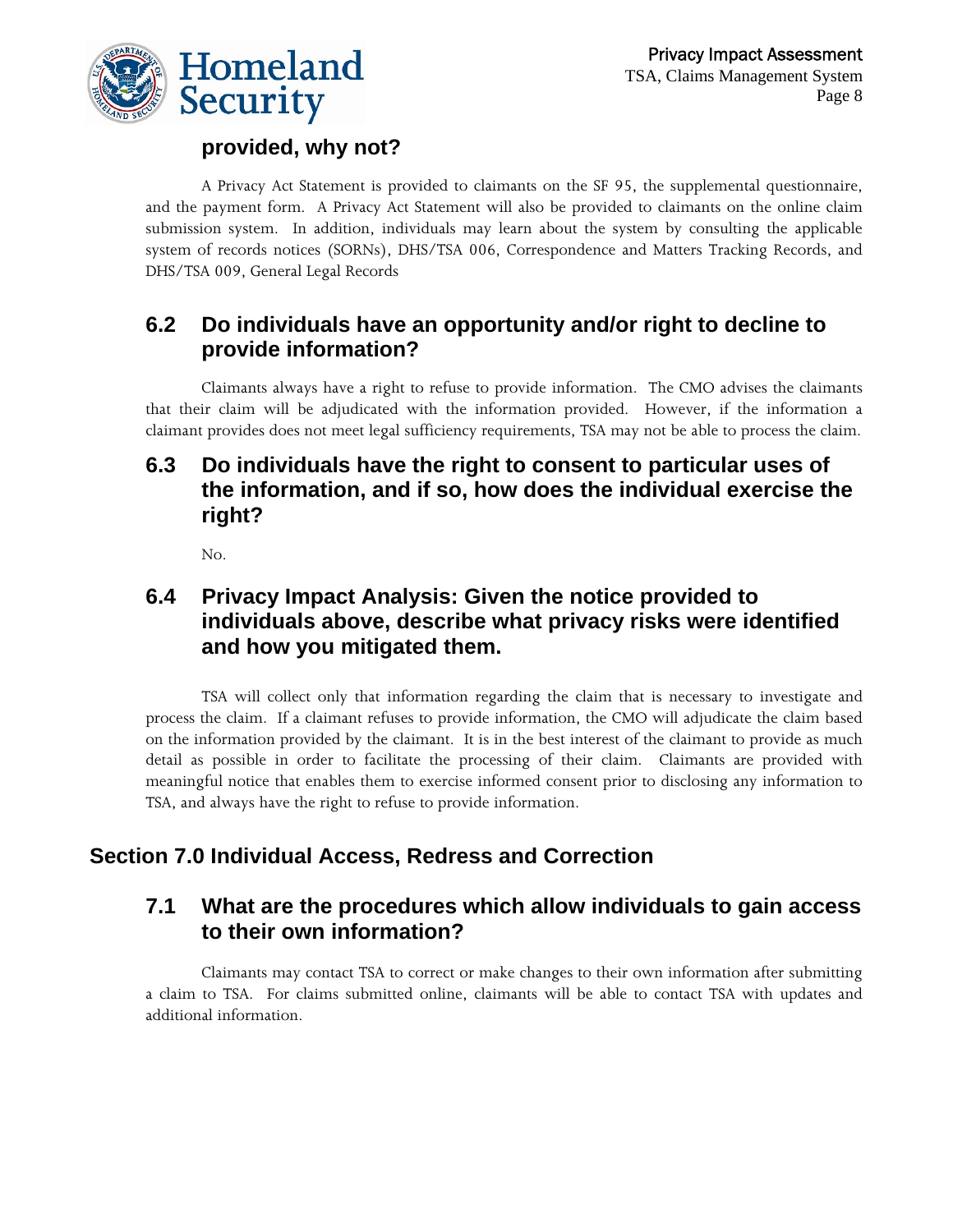### provided, why not?

A Privacy Act Statement is provided to claimants on the SF 95, the supplemental questionnaire, and the payment form. A Privacy Act Statement will also be provided to claimants on the online claim submission system. In addition, individuals may learn about the system by consulting the applicable system of records notices (SORNs), DHS/TSA 006, Correspondence and Matters Tracking Records, and DHS/TSA 009, General Legal Records

### 6.2 Do individuals have an opportunity and/or right to decline to provide information?

Claimants always have a right to refuse to provide information. The CMO advises the claimants that their claim will be adjudicated with the information provided. However, if the information a claimant provides does not meet legal sufficiency requirements, TSA may not be able to process the claim.

### 6.3 Do individuals have the right to consent to particular uses of the information, and if so, how does the individual exercise the right?

No.

### 6.4 Privacy Impact Analysis: Given the notice provided to individuals above, describe what privacy risks were identified and how you mitigated them.

TSA will collect only that information regarding the claim that is necessary to investigate and process the claim. If a claimant refuses to provide information, the CMO will adjudicate the claim based on the information provided by the claimant. It is in the best interest of the claimant to provide as much detail as possible in order to facilitate the processing of their claim. Claimants are provided with meaningful notice that enables them to exercise informed consent prior to disclosing any information to TSA, and always have the right to refuse to provide information.

## Section 7.0 Individual Access, Redress and Correction

### 7.1 What are the procedures which allow individuals to gain access to their own information?

Claimants may contact TSA to correct or make changes to their own information after submitting a claim to TSA. For claims submitted online, claimants will be able to contact TSA with updates and additional information.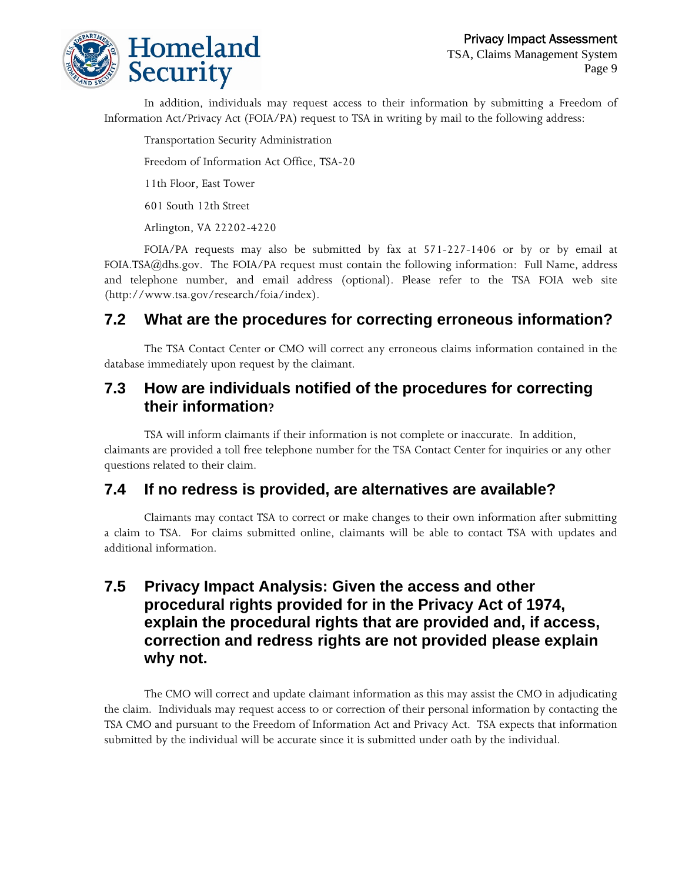In addition, individuals may request access to their information by submitting a Freedom of Information Act/Privacy Act (FOIA/PA) request to TSA in writing by mail to the following address:

Transportation Security Administration

Freedom of Information Act Office, TSA-20

11th Floor, East Tower

601 South 12th Street

Arlington, VA 22202-4220

FOIA/PA requests may also be submitted by fax at 571-227-1406 or by or by email at FOIA.TSA@dhs.gov. The FOIA/PA request must contain the following information: Full Name, address and telephone number, and email address (optional). Please refer to the TSA FOIA web site (http://www.tsa.gov/research/foia/index).

## 7.2 What are the procedures for correcting erroneous information?

The TSA Contact Center or CMO will correct any erroneous claims information contained in the database immediately upon request by the claimant.

## 7.3 How are individuals notified of the procedures for correcting their information?

TSA will inform claimants if their information is not complete or inaccurate. In addition, claimants are provided a toll free telephone number for the TSA Contact Center for inquiries or any other questions related to their claim.

## 7.4 If no redress is provided, are alternatives are available?

Claimants may contact TSA to correct or make changes to their own information after submitting a claim to TSA. For claims submitted online, claimants will be able to contact TSA with updates and additional information.

## 7.5 Privacy Impact Analysis: Given the access and other procedural rights provided for in the Privacy Act of 1974, explain the procedural rights that are provided and, if access, correction and redress rights are not provided please explain why not.

The CMO will correct and update claimant information as this may assist the CMO in adjudicating the claim. Individuals may request access to or correction of their personal information by contacting the TSA CMO and pursuant to the Freedom of Information Act and Privacy Act. TSA expects that information submitted by the individual will be accurate since it is submitted under oath by the individual.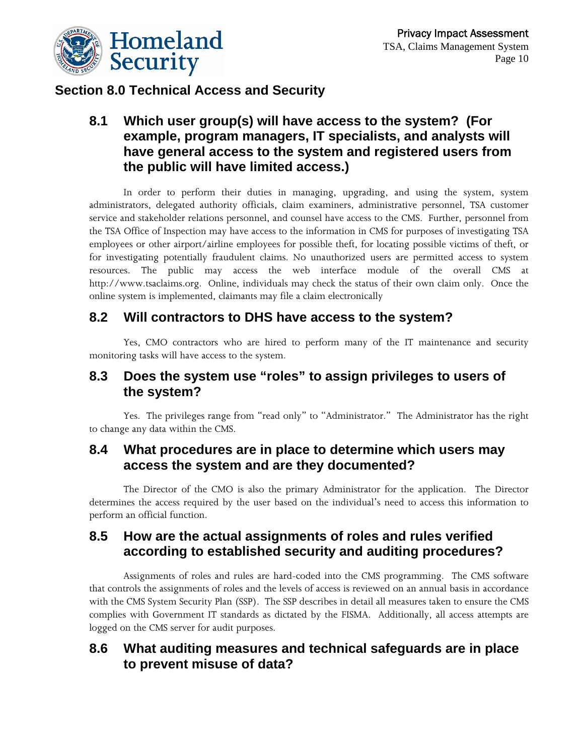## Section 8.0 Technical Access and Security

### 8.1 Which user group(s) will have access to the system? (For example, program managers, IT specialists, and analysts will have general access to the system and registered users from the public will have limited access.)

In order to perform their duties in managing, upgrading, and using the system, system administrators, delegated authority officials, claim examiners, administrative personnel, TSA customer service and stakeholder relations personnel, and counsel have access to the CMS. Further, personnel from the TSA Office of Inspection may have access to the information in CMS for purposes of investigating TSA employees or other airport/airline employees for possible theft, for locating possible victims of theft, or for investigating potentially fraudulent claims. No unauthorized users are permitted access to system resources. The public may access the web interface module of the overall CMS at http://www.tsaclaims.org. Online, individuals may check the status of their own claim only. Once the online system is implemented, claimants may file a claim electronically

### 8.2 Will contractors to DHS have access to the system?

Yes, CMO contractors who are hired to perform many of the IT maintenance and security monitoring tasks will have access to the system.

### 8.3 Does the system use "roles" to assign privileges to users of the system?

Yes. The privileges range from "read only" to "Administrator." The Administrator has the right to change any data within the CMS.

### 8.4 What procedures are in place to determine which users may access the system and are they documented?

The Director of the CMO is also the primary Administrator for the application. The Director determines the access required by the user based on the individual's need to access this information to perform an official function.

### 8.5 How are the actual assignments of roles and rules verified according to established security and auditing procedures?

Assignments of roles and rules are hard-coded into the CMS programming. The CMS software that controls the assignments of roles and the levels of access is reviewed on an annual basis in accordance with the CMS System Security Plan (SSP). The SSP describes in detail all measures taken to ensure the CMS complies with Government IT standards as dictated by the FISMA. Additionally, all access attempts are logged on the CMS server for audit purposes.

### 8.6 What auditing measures and technical safeguards are in place to prevent misuse of data?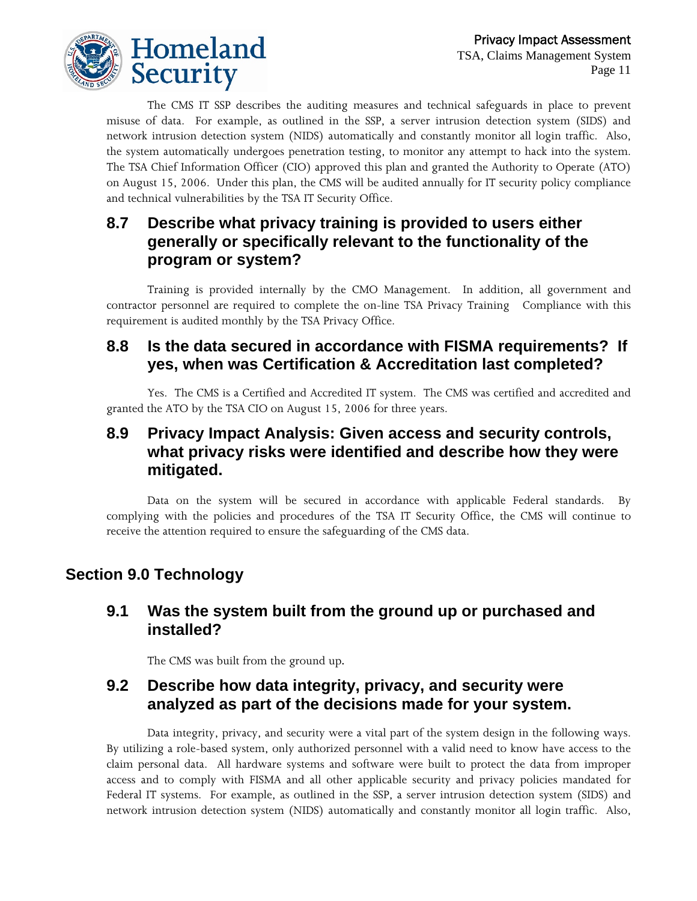The CMS IT SSP describes the auditing measures and technical safeguards in place to prevent misuse of data. For example, as outlined in the SSP, a server intrusion detection system (SIDS) and network intrusion detection system (NIDS) automatically and constantly monitor all login traffic. Also, the system automatically undergoes penetration testing, to monitor any attempt to hack into the system. The TSA Chief Information Officer (CIO) approved this plan and granted the Authority to Operate (ATO) on August 15, 2006. Under this plan, the CMS will be audited annually for IT security policy compliance and technical vulnerabilities by the TSA IT Security Office.

### 8.7 Describe what privacy training is provided to users either generally or specifically relevant to the functionality of the program or system?

Training is provided internally by the CMO Management. In addition, all government and contractor personnel are required to complete the on-line TSA Privacy Training Compliance with this requirement is audited monthly by the TSA Privacy Office.

### 8.8 Is the data secured in accordance with FISMA requirements? If yes, when was Certification & Accreditation last completed?

Yes. The CMS is a Certified and Accredited IT system. The CMS was certified and accredited and granted the ATO by the TSA CIO on August 15, 2006 for three years.

### 8.9 Privacy Impact Analysis: Given access and security controls, what privacy risks were identified and describe how they were mitigated.

Data on the system will be secured in accordance with applicable Federal standards. By complying with the policies and procedures of the TSA IT Security Office, the CMS will continue to receive the attention required to ensure the safeguarding of the CMS data.

## Section 9.0 Technology

### 9.1 Was the system built from the ground up or purchased and installed?

The CMS was built from the ground up.

### 9.2 Describe how data integrity, privacy, and security were analyzed as part of the decisions made for your system.

Data integrity, privacy, and security were a vital part of the system design in the following ways. By utilizing a role-based system, only authorized personnel with a valid need to know have access to the claim personal data. All hardware systems and software were built to protect the data from improper access and to comply with FISMA and all other applicable security and privacy policies mandated for Federal IT systems. For example, as outlined in the SSP, a server intrusion detection system (SIDS) and network intrusion detection system (NIDS) automatically and constantly monitor all login traffic. Also,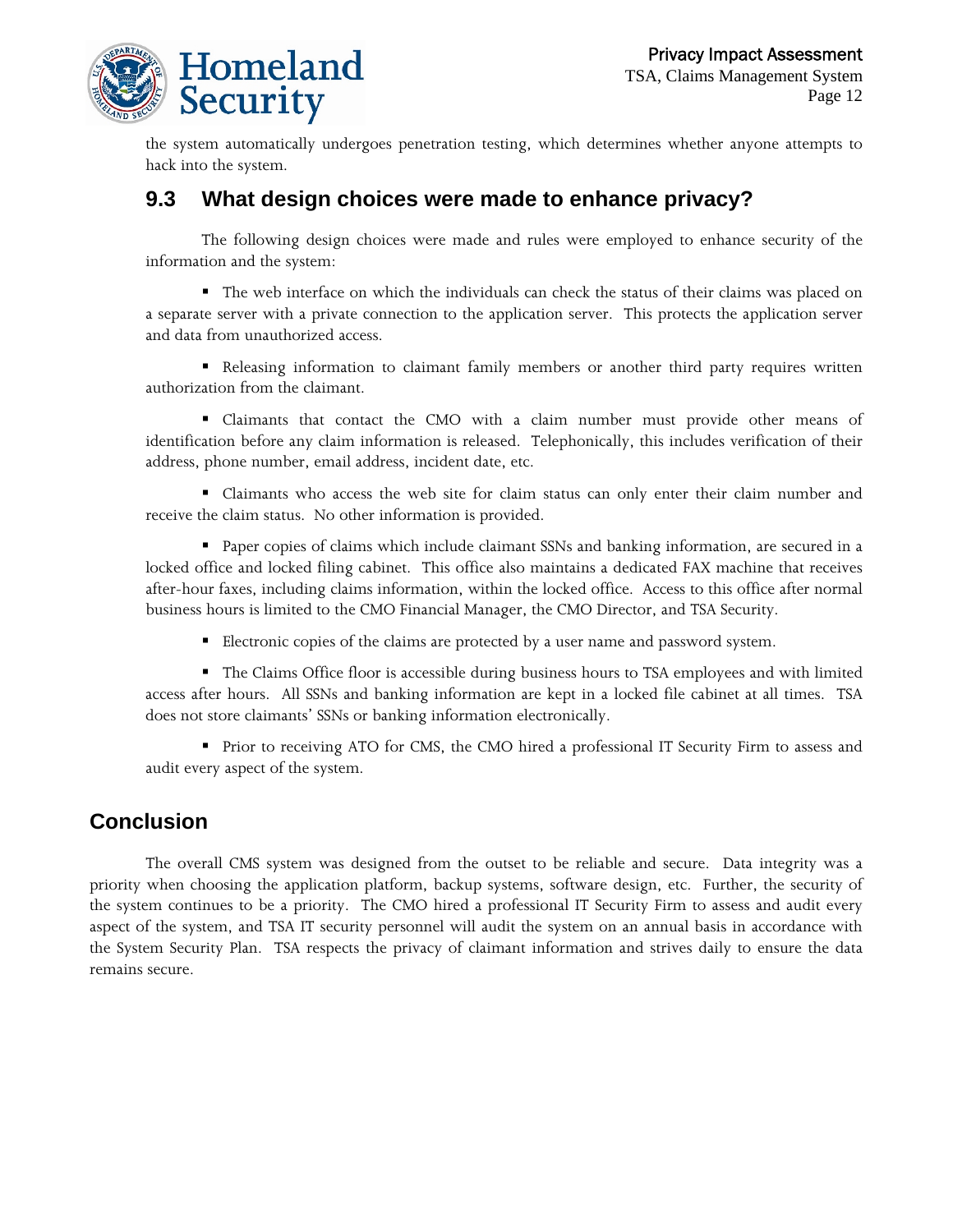the system automatically undergoes penetration testing, which determines whether anyone attempts to hack into the system.

## 9.3 What design choices were made to enhance privacy?

The following design choices were made and rules were employed to enhance security of the information and the system:

- The web interface on which the individuals can check the status of their claims was placed on a separate server with a private connection to the application server. This protects the application server and data from unauthorized access.
- Releasing information to claimant family members or another third party requires written authorization from the claimant.
- Claimants that contact the CMO with a claim number must provide other means of identification before any claim information is released. Telephonically, this includes verification of their address, phone number, email address, incident date, etc.
- Claimants who access the web site for claim status can only enter their claim number and receive the claim status. No other information is provided.
- Paper copies of claims which include claimant SSNs and banking information, are secured in a locked office and locked filing cabinet. This office also maintains a dedicated FAX machine that receives after-hour faxes, including claims information, within the locked office. Access to this office after normal business hours is limited to the CMO Financial Manager, the CMO Director, and TSA Security.
- Electronic copies of the claims are protected by a user name and password system.
- The Claims Office floor is accessible during business hours to TSA employees and with limited access after hours. All SSNs and banking information are kept in a locked file cabinet at all times. TSA does not store claimants' SSNs or banking information electronically.
- Prior to receiving ATO for CMS, the CMO hired a professional IT Security Firm to assess and audit every aspect of the system.

# Conclusion

The overall CMS system was designed from the outset to be reliable and secure. Data integrity was a priority when choosing the application platform, backup systems, software design, etc. Further, the security of the system continues to be a priority. The CMO hired a professional IT Security Firm to assess and audit every aspect of the system, and TSA IT security personnel will audit the system on an annual basis in accordance with the System Security Plan. TSA respects the privacy of claimant information and strives daily to ensure the data remains secure.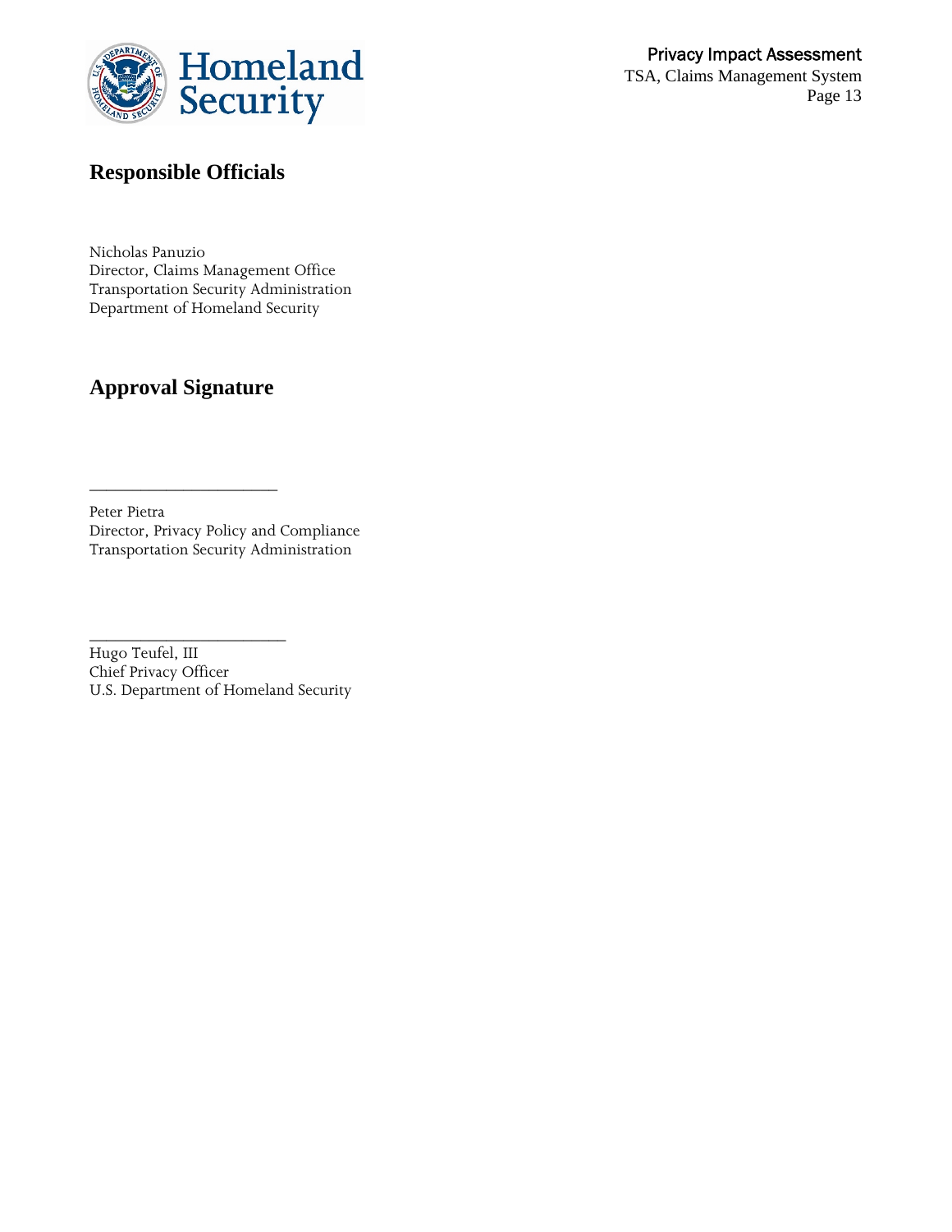## Responsible Officials

Nicholas Panuzio
Director, Claims Management Office
Transportation Security Administration
Department of Homeland Security

## Approval Signature

______________________

Peter Pietra
Director, Privacy Policy and Compliance
Transportation Security Administration

______________________

Hugo Teufel, III
Chief Privacy Officer
U.S. Department of Homeland Security